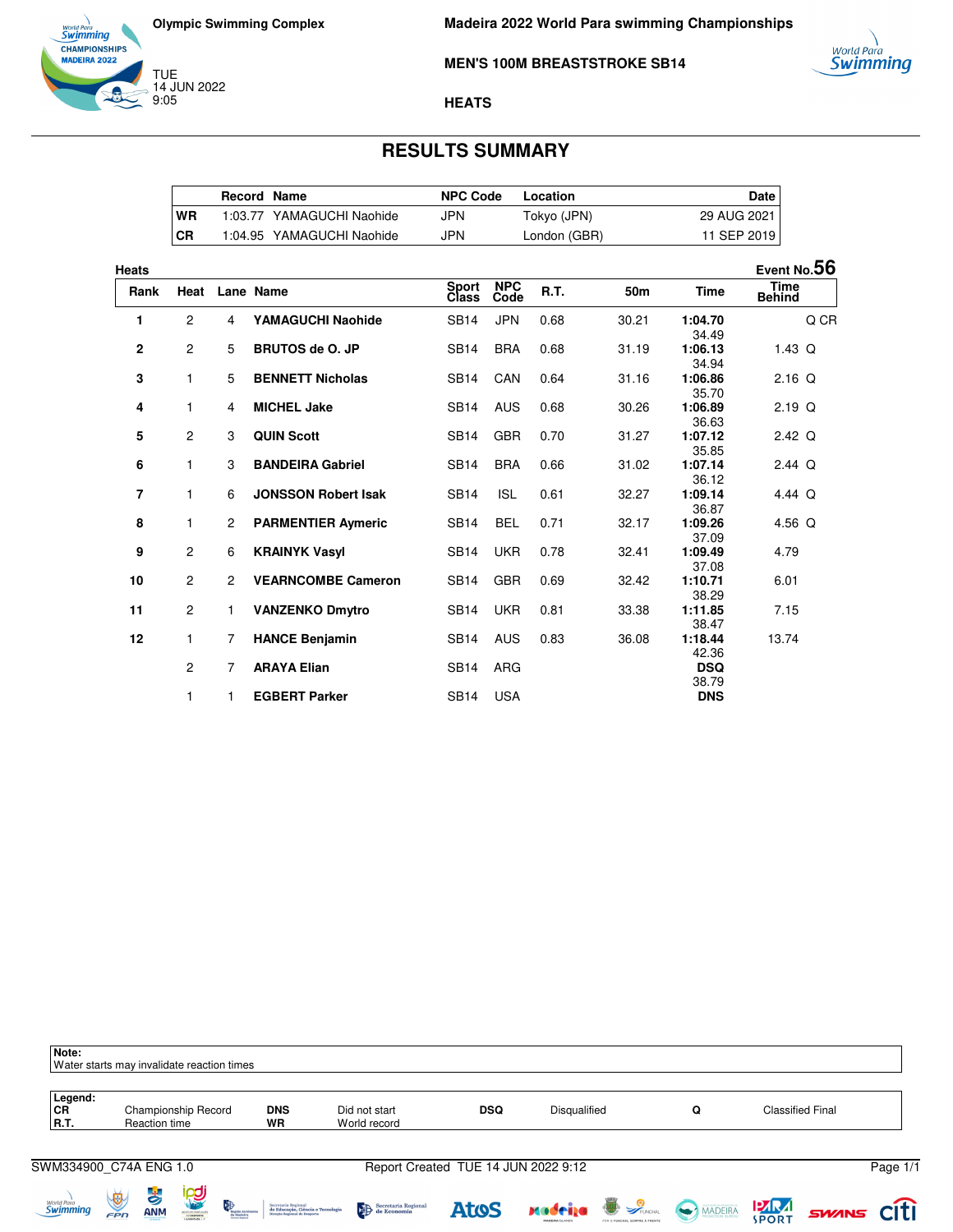Olympic Swimming Complex

TUE
14 JUN 2022
9:05

# Madeira 2022 World Para swimming Championships

## MEN'S 100M BREASTSTROKE SB14

### HEATS

## RESULTS SUMMARY

| | Record | Name | NPC Code | Location | Date |
|---|---|---|---|---|---|
| WR | 1:03.77 | YAMAGUCHI Naohide | JPN | Tokyo (JPN) | 29 AUG 2021 |
| CR | 1:04.95 | YAMAGUCHI Naohide | JPN | London (GBR) | 11 SEP 2019 |

**Heats** — Event No. **56**

| Rank | Heat | Lane | Name | Sport Class | NPC Code | R.T. | 50m | Time | Time Behind | |
|---|---|---|---|---|---|---|---|---|---|---|
| **1** | 2 | 4 | **YAMAGUCHI Naohide** | SB14 | JPN | 0.68 | 30.21 | **1:04.70** 34.49 | | Q CR |
| **2** | 2 | 5 | **BRUTOS de O. JP** | SB14 | BRA | 0.68 | 31.19 | **1:06.13** 34.94 | 1.43 | Q |
| **3** | 1 | 5 | **BENNETT Nicholas** | SB14 | CAN | 0.64 | 31.16 | **1:06.86** 35.70 | 2.16 | Q |
| **4** | 1 | 4 | **MICHEL Jake** | SB14 | AUS | 0.68 | 30.26 | **1:06.89** 36.63 | 2.19 | Q |
| **5** | 2 | 3 | **QUIN Scott** | SB14 | GBR | 0.70 | 31.27 | **1:07.12** 35.85 | 2.42 | Q |
| **6** | 1 | 3 | **BANDEIRA Gabriel** | SB14 | BRA | 0.66 | 31.02 | **1:07.14** 36.12 | 2.44 | Q |
| **7** | 1 | 6 | **JONSSON Robert Isak** | SB14 | ISL | 0.61 | 32.27 | **1:09.14** 36.87 | 4.44 | Q |
| **8** | 1 | 2 | **PARMENTIER Aymeric** | SB14 | BEL | 0.71 | 32.17 | **1:09.26** 37.09 | 4.56 | Q |
| **9** | 2 | 6 | **KRAINYK Vasyl** | SB14 | UKR | 0.78 | 32.41 | **1:09.49** 37.08 | 4.79 | |
| **10** | 2 | 2 | **VEARNCOMBE Cameron** | SB14 | GBR | 0.69 | 32.42 | **1:10.71** 38.29 | 6.01 | |
| **11** | 2 | 1 | **VANZENKO Dmytro** | SB14 | UKR | 0.81 | 33.38 | **1:11.85** 38.47 | 7.15 | |
| **12** | 1 | 7 | **HANCE Benjamin** | SB14 | AUS | 0.83 | 36.08 | **1:18.44** 42.36 | 13.74 | |
| | 2 | 7 | **ARAYA Elian** | SB14 | ARG | | | **DSQ** 38.79 | | |
| | 1 | 1 | **EGBERT Parker** | SB14 | USA | | | **DNS** | | |

**Note:**
Water starts may invalidate reaction times

**Legend:**

| | | | | | | | |
|---|---|---|---|---|---|---|---|
| **CR** | Championship Record | **DNS** | Did not start | **DSQ** | Disqualified | **Q** | Classified Final |
| **R.T.** | Reaction time | **WR** | World record | | | | |

SWM334900_C74A ENG 1.0 — Report Created TUE 14 JUN 2022 9:12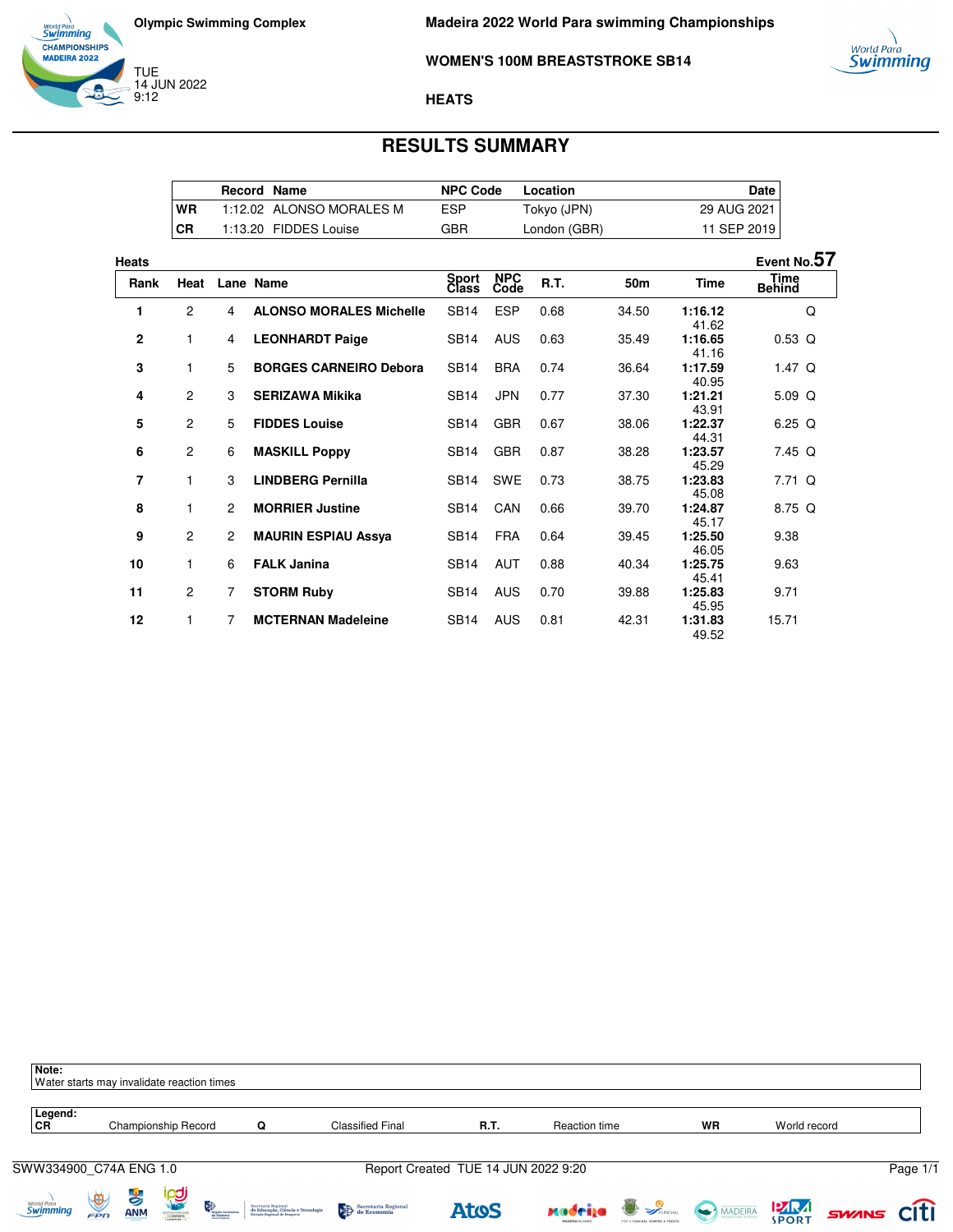Olympic Swimming Complex

TUE
14 JUN 2022
9:12

# Madeira 2022 World Para swimming Championships

## WOMEN'S 100M BREASTSTROKE SB14

### HEATS

## RESULTS SUMMARY

| | Record | Name | NPC Code | Location | Date |
|---|---|---|---|---|---|
| **WR** | 1:12.02 | ALONSO MORALES M | ESP | Tokyo (JPN) | 29 AUG 2021 |
| **CR** | 1:13.20 | FIDDES Louise | GBR | London (GBR) | 11 SEP 2019 |

**Heats** — **Event No. 57**

| Rank | Heat | Lane | Name | Sport Class | NPC Code | R.T. | 50m | Time | Time Behind | |
|---|---|---|---|---|---|---|---|---|---|---|
| **1** | 2 | 4 | **ALONSO MORALES Michelle** | SB14 | ESP | 0.68 | 34.50 | **1:16.12** 41.62 | | Q |
| **2** | 1 | 4 | **LEONHARDT Paige** | SB14 | AUS | 0.63 | 35.49 | **1:16.65** 41.16 | 0.53 | Q |
| **3** | 1 | 5 | **BORGES CARNEIRO Debora** | SB14 | BRA | 0.74 | 36.64 | **1:17.59** 40.95 | 1.47 | Q |
| **4** | 2 | 3 | **SERIZAWA Mikika** | SB14 | JPN | 0.77 | 37.30 | **1:21.21** 43.91 | 5.09 | Q |
| **5** | 2 | 5 | **FIDDES Louise** | SB14 | GBR | 0.67 | 38.06 | **1:22.37** 44.31 | 6.25 | Q |
| **6** | 2 | 6 | **MASKILL Poppy** | SB14 | GBR | 0.87 | 38.28 | **1:23.57** 45.29 | 7.45 | Q |
| **7** | 1 | 3 | **LINDBERG Pernilla** | SB14 | SWE | 0.73 | 38.75 | **1:23.83** 45.08 | 7.71 | Q |
| **8** | 1 | 2 | **MORRIER Justine** | SB14 | CAN | 0.66 | 39.70 | **1:24.87** 45.17 | 8.75 | Q |
| **9** | 2 | 2 | **MAURIN ESPIAU Assya** | SB14 | FRA | 0.64 | 39.45 | **1:25.50** 46.05 | 9.38 | |
| **10** | 1 | 6 | **FALK Janina** | SB14 | AUT | 0.88 | 40.34 | **1:25.75** 45.41 | 9.63 | |
| **11** | 2 | 7 | **STORM Ruby** | SB14 | AUS | 0.70 | 39.88 | **1:25.83** 45.95 | 9.71 | |
| **12** | 1 | 7 | **MCTERNAN Madeleine** | SB14 | AUS | 0.81 | 42.31 | **1:31.83** 49.52 | 15.71 | |

**Note:**
Water starts may invalidate reaction times

**Legend:**

| | | | | | | | |
|---|---|---|---|---|---|---|---|
| **CR** | Championship Record | **Q** | Classified Final | **R.T.** | Reaction time | **WR** | World record |

SWW334900_C74A ENG 1.0 — Report Created TUE 14 JUN 2022 9:20